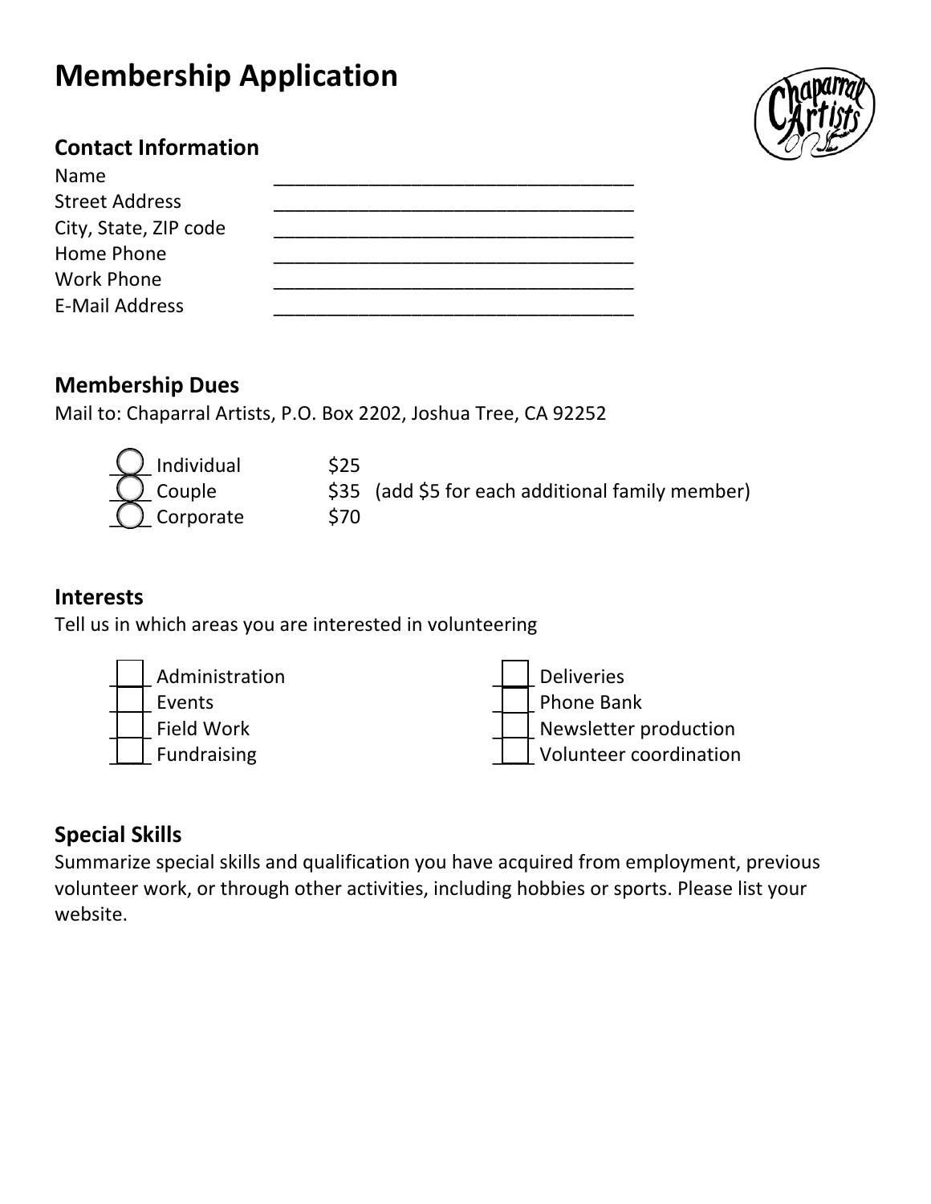# Membership Application

## Contact Information

Name ___________________________________

Street Address ___________________________________

City, State, ZIP code ___________________________________

Home Phone ___________________________________

Work Phone ___________________________________

E-Mail Address ___________________________________

## Membership Dues

Mail to: Chaparral Artists, P.O. Box 2202, Joshua Tree, CA 92252

- ◯ Individual $25
- ◯ Couple $35 (add $5 for each additional family member)
- ◯ Corporate $70

## Interests

Tell us in which areas you are interested in volunteering

- ☐ Administration
- ☐ Events
- ☐ Field Work
- ☐ Fundraising
- ☐ Deliveries
- ☐ Phone Bank
- ☐ Newsletter production
- ☐ Volunteer coordination

## Special Skills

Summarize special skills and qualification you have acquired from employment, previous volunteer work, or through other activities, including hobbies or sports. Please list your website.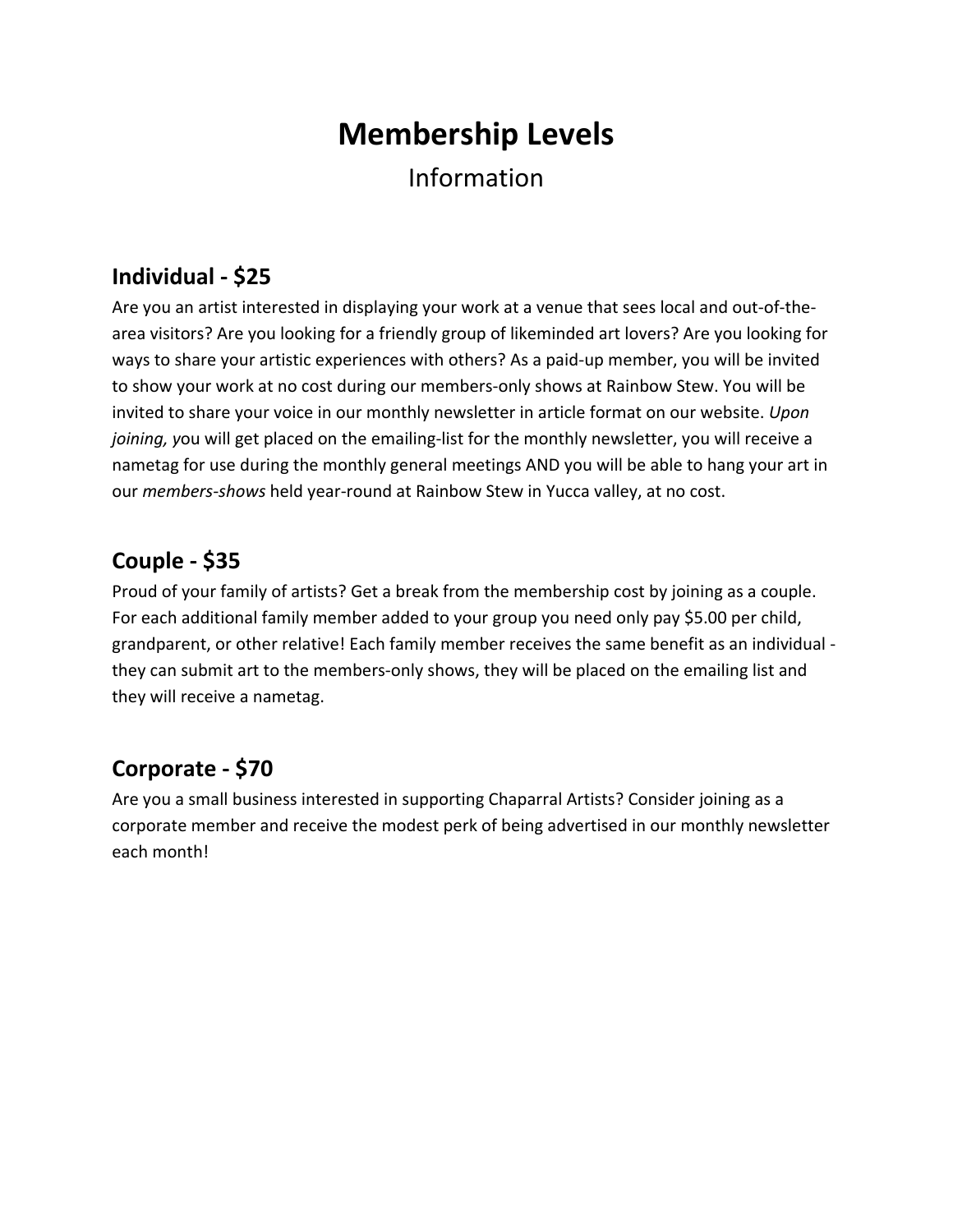# Membership Levels

Information

## Individual - $25

Are you an artist interested in displaying your work at a venue that sees local and out-of-the-area visitors? Are you looking for a friendly group of likeminded art lovers? Are you looking for ways to share your artistic experiences with others? As a paid-up member, you will be invited to show your work at no cost during our members-only shows at Rainbow Stew. You will be invited to share your voice in our monthly newsletter in article format on our website. *Upon joining, y*ou will get placed on the emailing-list for the monthly newsletter, you will receive a nametag for use during the monthly general meetings AND you will be able to hang your art in our *members-shows* held year-round at Rainbow Stew in Yucca valley, at no cost.

## Couple - $35

Proud of your family of artists? Get a break from the membership cost by joining as a couple. For each additional family member added to your group you need only pay $5.00 per child, grandparent, or other relative! Each family member receives the same benefit as an individual - they can submit art to the members-only shows, they will be placed on the emailing list and they will receive a nametag.

## Corporate - $70

Are you a small business interested in supporting Chaparral Artists? Consider joining as a corporate member and receive the modest perk of being advertised in our monthly newsletter each month!